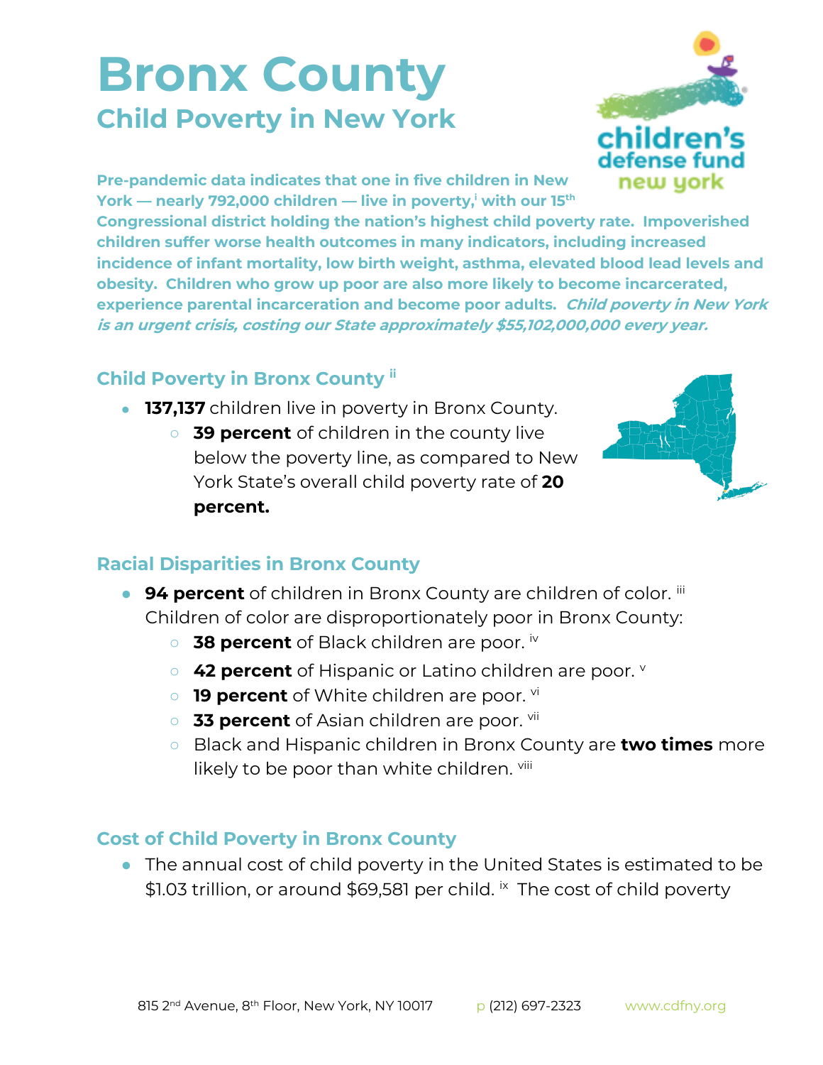# Bronx County

## Child Poverty in New York

**Pre-pandemic data indicates that one in five children in New York — nearly 792,000 children — live in poverty,[i] with our 15th Congressional district holding the nation's highest child poverty rate. Impoverished children suffer worse health outcomes in many indicators, including increased incidence of infant mortality, low birth weight, asthma, elevated blood lead levels and obesity. Children who grow up poor are also more likely to become incarcerated, experience parental incarceration and become poor adults. *Child poverty in New York is an urgent crisis, costing our State approximately $55,102,000,000 every year.***

### Child Poverty in Bronx County [ii]

- **137,137** children live in poverty in Bronx County.
  - **39 percent** of children in the county live below the poverty line, as compared to New York State's overall child poverty rate of **20 percent.**

### Racial Disparities in Bronx County

- **94 percent** of children in Bronx County are children of color. [iii] Children of color are disproportionately poor in Bronx County:
  - **38 percent** of Black children are poor. [iv]
  - **42 percent** of Hispanic or Latino children are poor. [v]
  - **19 percent** of White children are poor. [vi]
  - **33 percent** of Asian children are poor. [vii]
  - Black and Hispanic children in Bronx County are **two times** more likely to be poor than white children. [viii]

### Cost of Child Poverty in Bronx County

- The annual cost of child poverty in the United States is estimated to be $1.03 trillion, or around $69,581 per child. [ix] The cost of child poverty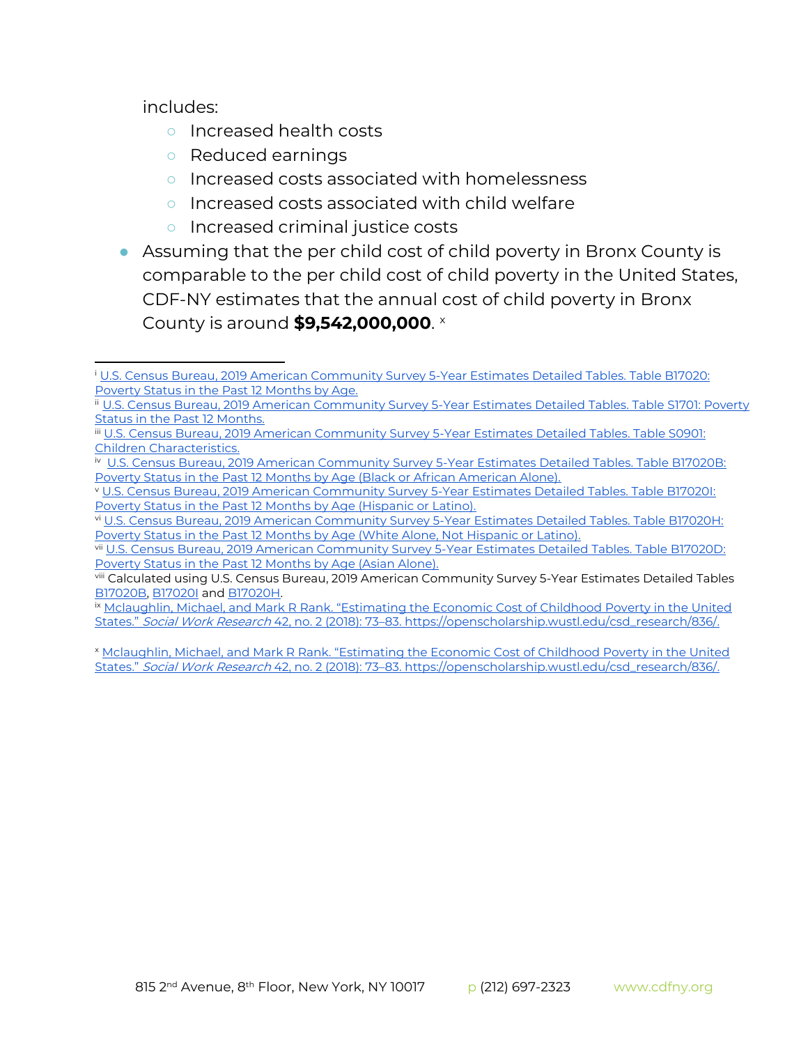includes:

- Increased health costs
- Reduced earnings
- Increased costs associated with homelessness
- Increased costs associated with child welfare
- Increased criminal justice costs

- Assuming that the per child cost of child poverty in Bronx County is comparable to the per child cost of child poverty in the United States, CDF-NY estimates that the annual cost of child poverty in Bronx County is around **$9,542,000,000**. [x]

---

[i] U.S. Census Bureau, 2019 American Community Survey 5-Year Estimates Detailed Tables. Table B17020: Poverty Status in the Past 12 Months by Age.

[ii] U.S. Census Bureau, 2019 American Community Survey 5-Year Estimates Detailed Tables. Table S1701: Poverty Status in the Past 12 Months.

[iii] U.S. Census Bureau, 2019 American Community Survey 5-Year Estimates Detailed Tables. Table S0901: Children Characteristics.

[iv] U.S. Census Bureau, 2019 American Community Survey 5-Year Estimates Detailed Tables. Table B17020B: Poverty Status in the Past 12 Months by Age (Black or African American Alone).

[v] U.S. Census Bureau, 2019 American Community Survey 5-Year Estimates Detailed Tables. Table B17020I: Poverty Status in the Past 12 Months by Age (Hispanic or Latino).

[vi] U.S. Census Bureau, 2019 American Community Survey 5-Year Estimates Detailed Tables. Table B17020H: Poverty Status in the Past 12 Months by Age (White Alone, Not Hispanic or Latino).

[vii] U.S. Census Bureau, 2019 American Community Survey 5-Year Estimates Detailed Tables. Table B17020D: Poverty Status in the Past 12 Months by Age (Asian Alone).

[viii] Calculated using U.S. Census Bureau, 2019 American Community Survey 5-Year Estimates Detailed Tables B17020B, B17020I and B17020H.

[ix] Mclaughlin, Michael, and Mark R Rank. "Estimating the Economic Cost of Childhood Poverty in the United States." *Social Work Research* 42, no. 2 (2018): 73–83. https://openscholarship.wustl.edu/csd_research/836/.

[x] Mclaughlin, Michael, and Mark R Rank. "Estimating the Economic Cost of Childhood Poverty in the United States." *Social Work Research* 42, no. 2 (2018): 73–83. https://openscholarship.wustl.edu/csd_research/836/.